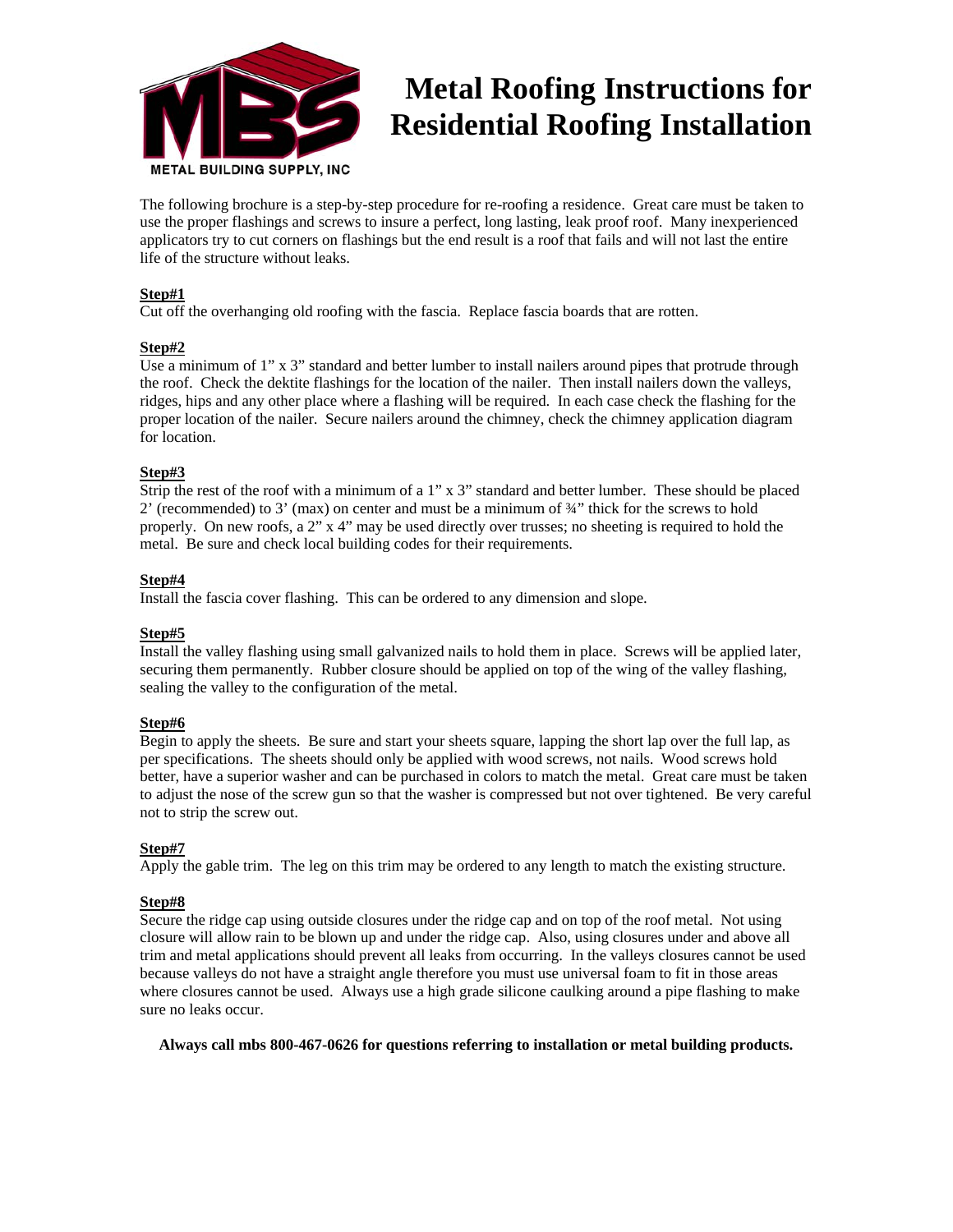METAL BUILDING SUPPLY, INC

# Metal Roofing Instructions for Residential Roofing Installation

The following brochure is a step-by-step procedure for re-roofing a residence. Great care must be taken to use the proper flashings and screws to insure a perfect, long lasting, leak proof roof. Many inexperienced applicators try to cut corners on flashings but the end result is a roof that fails and will not last the entire life of the structure without leaks.

**Step#1**
Cut off the overhanging old roofing with the fascia. Replace fascia boards that are rotten.

**Step#2**
Use a minimum of 1" x 3" standard and better lumber to install nailers around pipes that protrude through the roof. Check the dektite flashings for the location of the nailer. Then install nailers down the valleys, ridges, hips and any other place where a flashing will be required. In each case check the flashing for the proper location of the nailer. Secure nailers around the chimney, check the chimney application diagram for location.

**Step#3**
Strip the rest of the roof with a minimum of a 1" x 3" standard and better lumber. These should be placed 2' (recommended) to 3' (max) on center and must be a minimum of ¾" thick for the screws to hold properly. On new roofs, a 2" x 4" may be used directly over trusses; no sheeting is required to hold the metal. Be sure and check local building codes for their requirements.

**Step#4**
Install the fascia cover flashing. This can be ordered to any dimension and slope.

**Step#5**
Install the valley flashing using small galvanized nails to hold them in place. Screws will be applied later, securing them permanently. Rubber closure should be applied on top of the wing of the valley flashing, sealing the valley to the configuration of the metal.

**Step#6**
Begin to apply the sheets. Be sure and start your sheets square, lapping the short lap over the full lap, as per specifications. The sheets should only be applied with wood screws, not nails. Wood screws hold better, have a superior washer and can be purchased in colors to match the metal. Great care must be taken to adjust the nose of the screw gun so that the washer is compressed but not over tightened. Be very careful not to strip the screw out.

**Step#7**
Apply the gable trim. The leg on this trim may be ordered to any length to match the existing structure.

**Step#8**
Secure the ridge cap using outside closures under the ridge cap and on top of the roof metal. Not using closure will allow rain to be blown up and under the ridge cap. Also, using closures under and above all trim and metal applications should prevent all leaks from occurring. In the valleys closures cannot be used because valleys do not have a straight angle therefore you must use universal foam to fit in those areas where closures cannot be used. Always use a high grade silicone caulking around a pipe flashing to make sure no leaks occur.

**Always call mbs 800-467-0626 for questions referring to installation or metal building products.**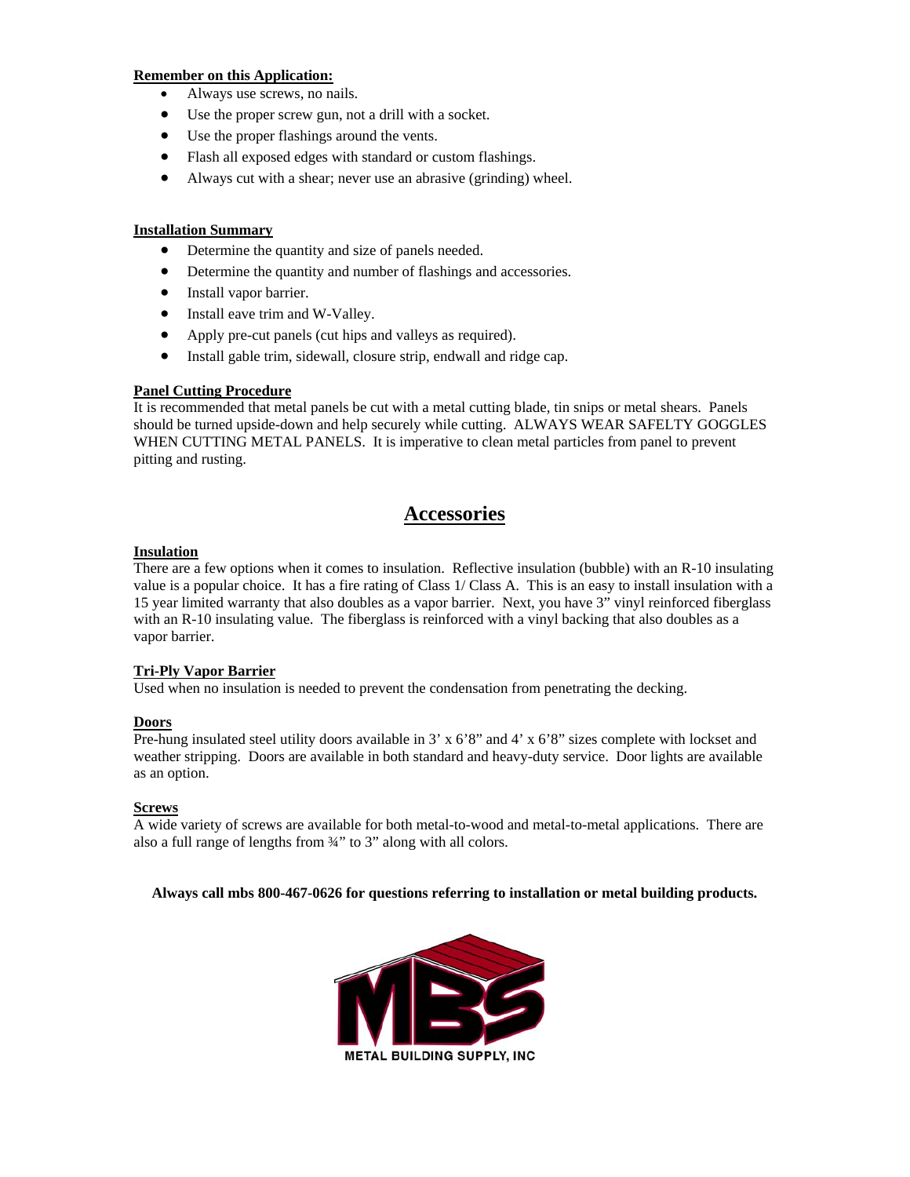**Remember on this Application:**

- Always use screws, no nails.
- Use the proper screw gun, not a drill with a socket.
- Use the proper flashings around the vents.
- Flash all exposed edges with standard or custom flashings.
- Always cut with a shear; never use an abrasive (grinding) wheel.

**Installation Summary**

- Determine the quantity and size of panels needed.
- Determine the quantity and number of flashings and accessories.
- Install vapor barrier.
- Install eave trim and W-Valley.
- Apply pre-cut panels (cut hips and valleys as required).
- Install gable trim, sidewall, closure strip, endwall and ridge cap.

**Panel Cutting Procedure**

It is recommended that metal panels be cut with a metal cutting blade, tin snips or metal shears. Panels should be turned upside-down and help securely while cutting. ALWAYS WEAR SAFELTY GOGGLES WHEN CUTTING METAL PANELS. It is imperative to clean metal particles from panel to prevent pitting and rusting.

## Accessories

**Insulation**

There are a few options when it comes to insulation. Reflective insulation (bubble) with an R-10 insulating value is a popular choice. It has a fire rating of Class 1/ Class A. This is an easy to install insulation with a 15 year limited warranty that also doubles as a vapor barrier. Next, you have 3" vinyl reinforced fiberglass with an R-10 insulating value. The fiberglass is reinforced with a vinyl backing that also doubles as a vapor barrier.

**Tri-Ply Vapor Barrier**

Used when no insulation is needed to prevent the condensation from penetrating the decking.

**Doors**

Pre-hung insulated steel utility doors available in 3' x 6'8" and 4' x 6'8" sizes complete with lockset and weather stripping. Doors are available in both standard and heavy-duty service. Door lights are available as an option.

**Screws**

A wide variety of screws are available for both metal-to-wood and metal-to-metal applications. There are also a full range of lengths from ¾" to 3" along with all colors.

**Always call mbs 800-467-0626 for questions referring to installation or metal building products.**

MBS

METAL BUILDING SUPPLY, INC